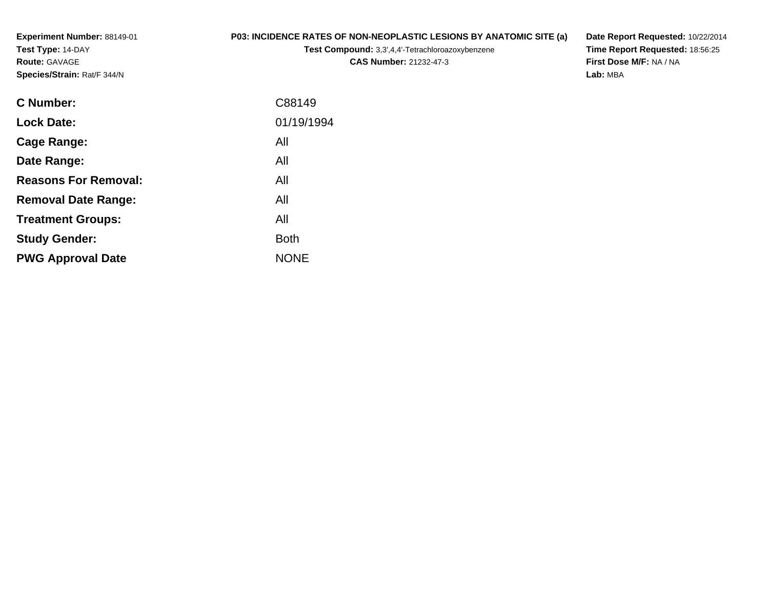**Experiment Number:** 88149-01
**Test Type:** 14-DAY
**Route:** GAVAGE
**Species/Strain:** Rat/F 344/N

**P03: INCIDENCE RATES OF NON-NEOPLASTIC LESIONS BY ANATOMIC SITE (a)**
**Test Compound:** 3,3',4,4'-Tetrachloroazoxybenzene
**CAS Number:** 21232-47-3

**Date Report Requested:** 10/22/2014
**Time Report Requested:** 18:56:25
**First Dose M/F:** NA / NA
**Lab:** MBA

| | |
|---|---|
| **C Number:** | C88149 |
| **Lock Date:** | 01/19/1994 |
| **Cage Range:** | All |
| **Date Range:** | All |
| **Reasons For Removal:** | All |
| **Removal Date Range:** | All |
| **Treatment Groups:** | All |
| **Study Gender:** | Both |
| **PWG Approval Date** | NONE |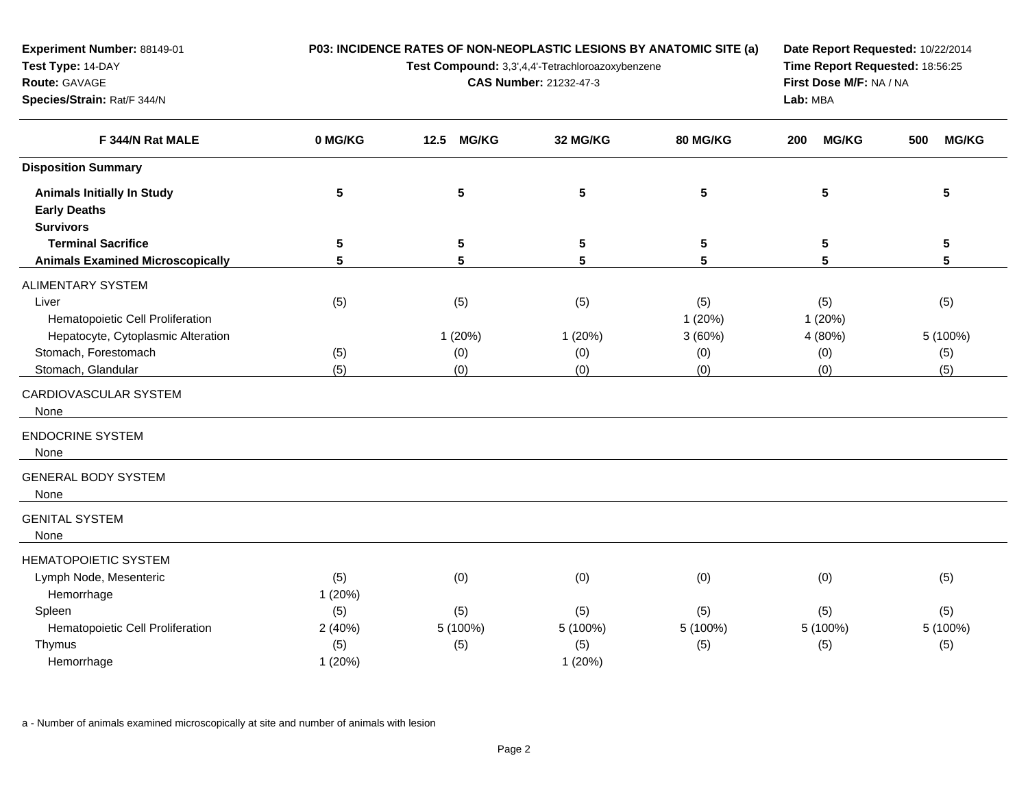**Experiment Number:** 88149-01
**Test Type:** 14-DAY
**Route:** GAVAGE
**Species/Strain:** Rat/F 344/N

**P03: INCIDENCE RATES OF NON-NEOPLASTIC LESIONS BY ANATOMIC SITE (a)**
**Test Compound:** 3,3',4,4'-Tetrachloroazoxybenzene
**CAS Number:** 21232-47-3

**Date Report Requested:** 10/22/2014
**Time Report Requested:** 18:56:25
**First Dose M/F:** NA / NA
**Lab:** MBA

| F 344/N Rat MALE | 0 MG/KG | 12.5 MG/KG | 32 MG/KG | 80 MG/KG | 200 MG/KG | 500 MG/KG |
|---|---|---|---|---|---|---|
| **Disposition Summary** | | | | | | |
| **Animals Initially In Study** | **5** | **5** | **5** | **5** | **5** | **5** |
| **Early Deaths** | | | | | | |
| **Survivors** | | | | | | |
| **Terminal Sacrifice** | **5** | **5** | **5** | **5** | **5** | **5** |
| **Animals Examined Microscopically** | **5** | **5** | **5** | **5** | **5** | **5** |
| ALIMENTARY SYSTEM | | | | | | |
| Liver | (5) | (5) | (5) | (5) | (5) | (5) |
| Hematopoietic Cell Proliferation | | | | 1 (20%) | 1 (20%) | |
| Hepatocyte, Cytoplasmic Alteration | | 1 (20%) | 1 (20%) | 3 (60%) | 4 (80%) | 5 (100%) |
| Stomach, Forestomach | (5) | (0) | (0) | (0) | (0) | (5) |
| Stomach, Glandular | (5) | (0) | (0) | (0) | (0) | (5) |
| CARDIOVASCULAR SYSTEM | | | | | | |
| None | | | | | | |
| ENDOCRINE SYSTEM | | | | | | |
| None | | | | | | |
| GENERAL BODY SYSTEM | | | | | | |
| None | | | | | | |
| GENITAL SYSTEM | | | | | | |
| None | | | | | | |
| HEMATOPOIETIC SYSTEM | | | | | | |
| Lymph Node, Mesenteric | (5) | (0) | (0) | (0) | (0) | (5) |
| Hemorrhage | 1 (20%) | | | | | |
| Spleen | (5) | (5) | (5) | (5) | (5) | (5) |
| Hematopoietic Cell Proliferation | 2 (40%) | 5 (100%) | 5 (100%) | 5 (100%) | 5 (100%) | 5 (100%) |
| Thymus | (5) | (5) | (5) | (5) | (5) | (5) |
| Hemorrhage | 1 (20%) | | 1 (20%) | | | |

a - Number of animals examined microscopically at site and number of animals with lesion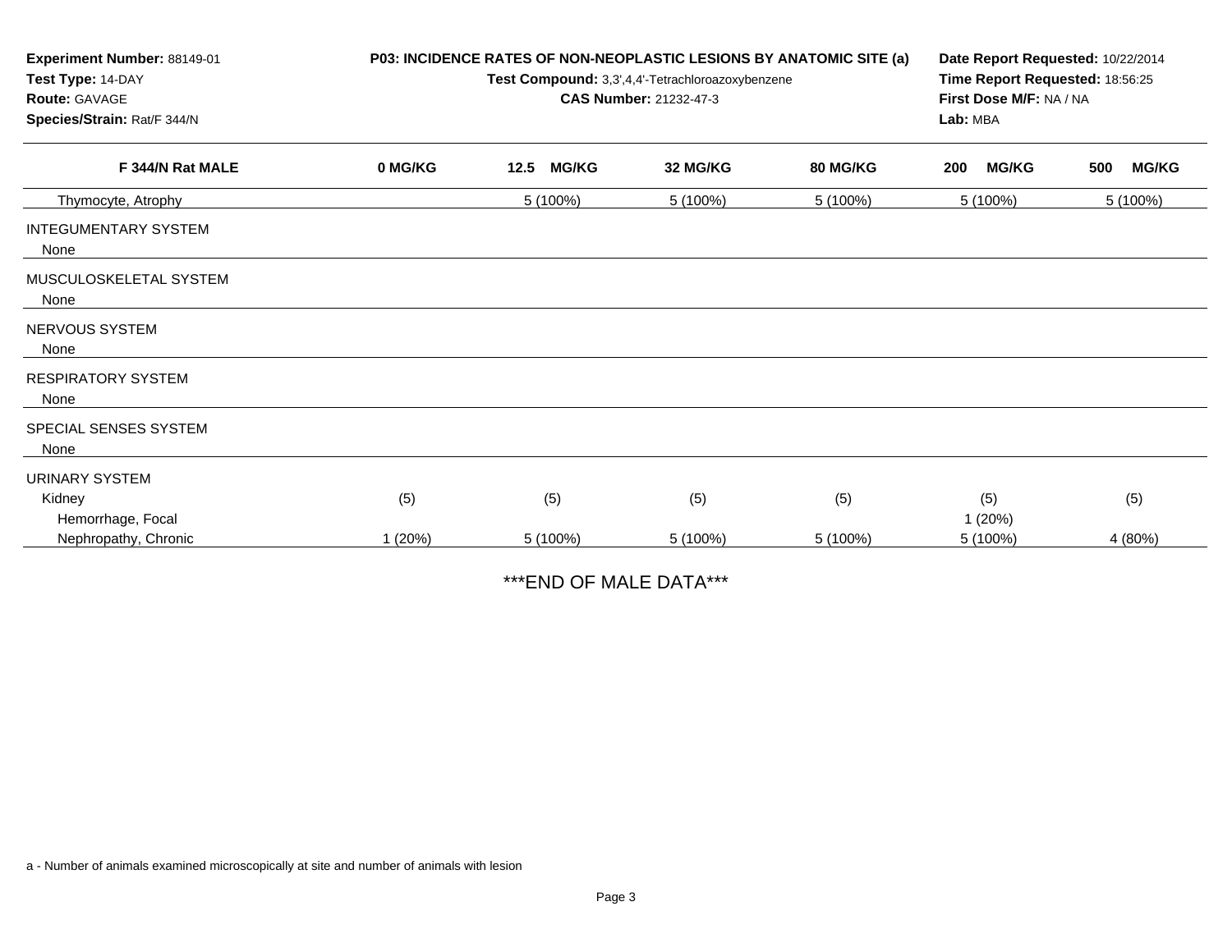**Experiment Number:** 88149-01
**Test Type:** 14-DAY
**Route:** GAVAGE
**Species/Strain:** Rat/F 344/N

**P03: INCIDENCE RATES OF NON-NEOPLASTIC LESIONS BY ANATOMIC SITE (a)**
**Test Compound:** 3,3',4,4'-Tetrachloroazoxybenzene
**CAS Number:** 21232-47-3

**Date Report Requested:** 10/22/2014
**Time Report Requested:** 18:56:25
**First Dose M/F:** NA / NA
**Lab:** MBA

| F 344/N Rat MALE | 0 MG/KG | 12.5 MG/KG | 32 MG/KG | 80 MG/KG | 200 MG/KG | 500 MG/KG |
|---|---|---|---|---|---|---|
| Thymocyte, Atrophy | | 5 (100%) | 5 (100%) | 5 (100%) | 5 (100%) | 5 (100%) |
| INTEGUMENTARY SYSTEM | | | | | | |
| None | | | | | | |
| MUSCULOSKELETAL SYSTEM | | | | | | |
| None | | | | | | |
| NERVOUS SYSTEM | | | | | | |
| None | | | | | | |
| RESPIRATORY SYSTEM | | | | | | |
| None | | | | | | |
| SPECIAL SENSES SYSTEM | | | | | | |
| None | | | | | | |
| URINARY SYSTEM | | | | | | |
| Kidney | (5) | (5) | (5) | (5) | (5) | (5) |
| Hemorrhage, Focal | | | | | 1 (20%) | |
| Nephropathy, Chronic | 1 (20%) | 5 (100%) | 5 (100%) | 5 (100%) | 5 (100%) | 4 (80%) |

***END OF MALE DATA***

a - Number of animals examined microscopically at site and number of animals with lesion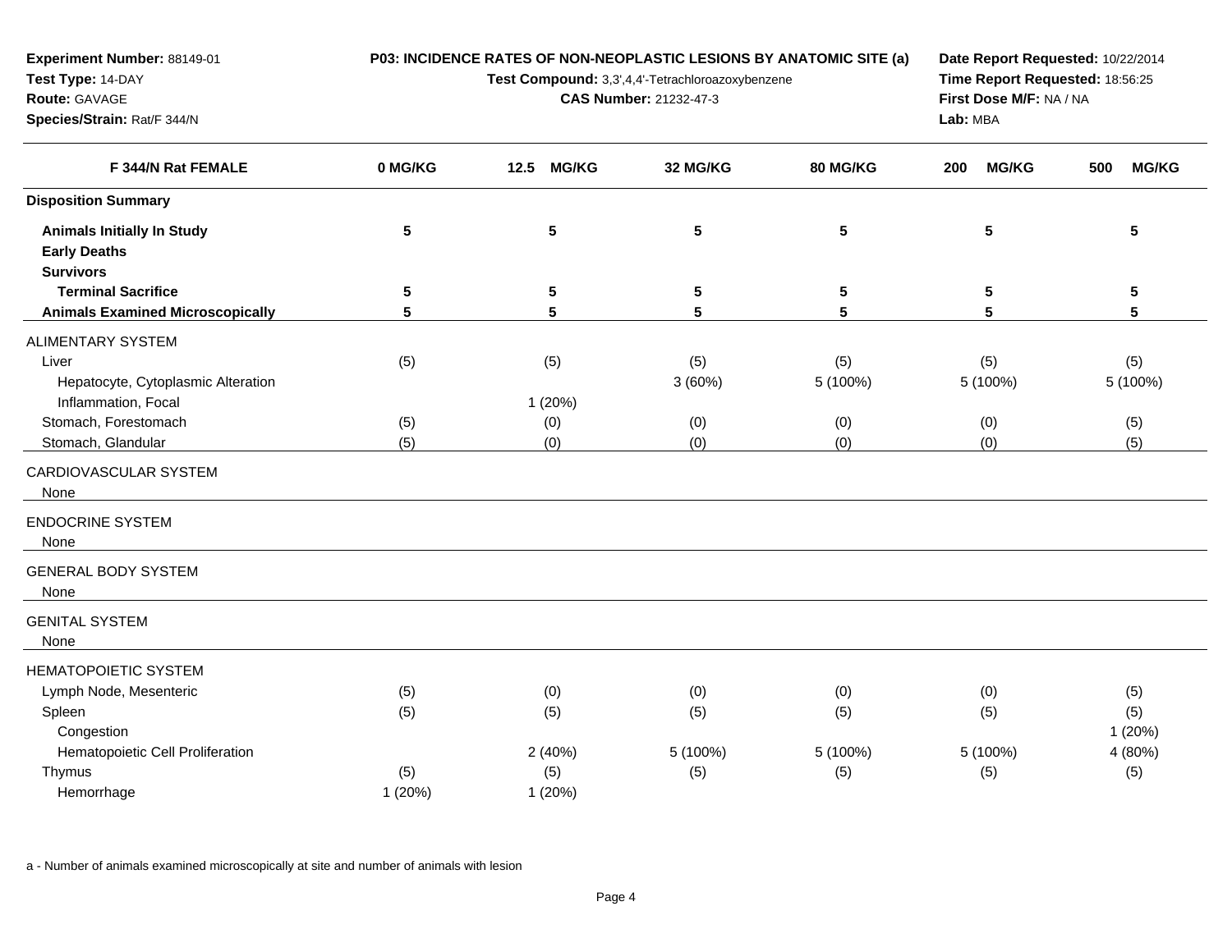**Experiment Number:** 88149-01
**Test Type:** 14-DAY
**Route:** GAVAGE
**Species/Strain:** Rat/F 344/N

**P03: INCIDENCE RATES OF NON-NEOPLASTIC LESIONS BY ANATOMIC SITE (a)**
**Test Compound:** 3,3',4,4'-Tetrachloroazoxybenzene
**CAS Number:** 21232-47-3

**Date Report Requested:** 10/22/2014
**Time Report Requested:** 18:56:25
**First Dose M/F:** NA / NA
**Lab:** MBA

| F 344/N Rat FEMALE | 0 MG/KG | 12.5 MG/KG | 32 MG/KG | 80 MG/KG | 200 MG/KG | 500 MG/KG |
|---|---|---|---|---|---|---|
| **Disposition Summary** | | | | | | |
| **Animals Initially In Study** | 5 | 5 | 5 | 5 | 5 | 5 |
| **Early Deaths** | | | | | | |
| **Survivors** | | | | | | |
| **Terminal Sacrifice** | 5 | 5 | 5 | 5 | 5 | 5 |
| **Animals Examined Microscopically** | 5 | 5 | 5 | 5 | 5 | 5 |
| ALIMENTARY SYSTEM | | | | | | |
| Liver | (5) | (5) | (5) | (5) | (5) | (5) |
| Hepatocyte, Cytoplasmic Alteration | | | 3 (60%) | 5 (100%) | 5 (100%) | 5 (100%) |
| Inflammation, Focal | | 1 (20%) | | | | |
| Stomach, Forestomach | (5) | (0) | (0) | (0) | (0) | (5) |
| Stomach, Glandular | (5) | (0) | (0) | (0) | (0) | (5) |
| CARDIOVASCULAR SYSTEM | | | | | | |
| None | | | | | | |
| ENDOCRINE SYSTEM | | | | | | |
| None | | | | | | |
| GENERAL BODY SYSTEM | | | | | | |
| None | | | | | | |
| GENITAL SYSTEM | | | | | | |
| None | | | | | | |
| HEMATOPOIETIC SYSTEM | | | | | | |
| Lymph Node, Mesenteric | (5) | (0) | (0) | (0) | (0) | (5) |
| Spleen | (5) | (5) | (5) | (5) | (5) | (5) |
| Congestion | | | | | | 1 (20%) |
| Hematopoietic Cell Proliferation | | 2 (40%) | 5 (100%) | 5 (100%) | 5 (100%) | 4 (80%) |
| Thymus | (5) | (5) | (5) | (5) | (5) | (5) |
| Hemorrhage | 1 (20%) | 1 (20%) | | | | |

a - Number of animals examined microscopically at site and number of animals with lesion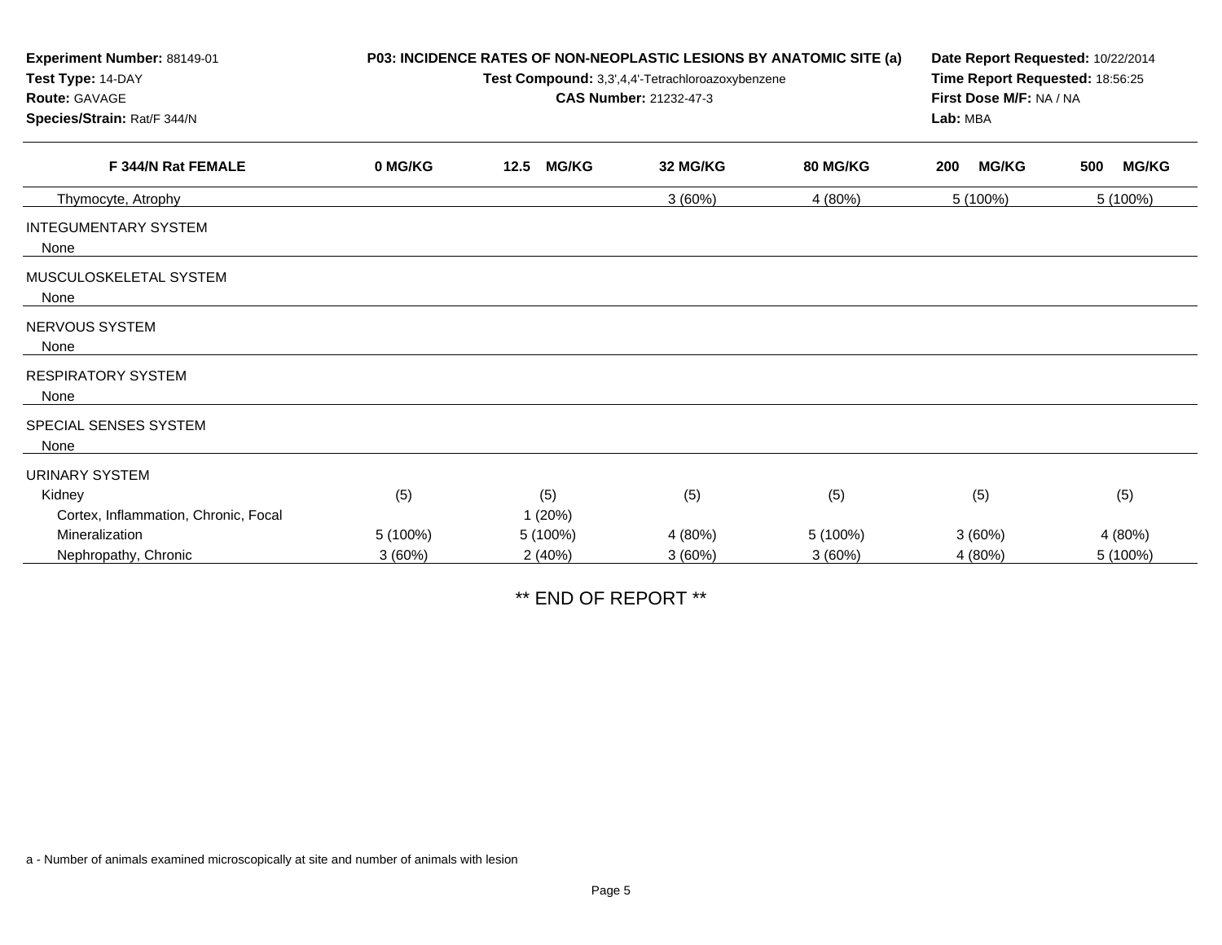**Experiment Number:** 88149-01
**Test Type:** 14-DAY
**Route:** GAVAGE
**Species/Strain:** Rat/F 344/N

**P03: INCIDENCE RATES OF NON-NEOPLASTIC LESIONS BY ANATOMIC SITE (a)**
**Test Compound:** 3,3',4,4'-Tetrachloroazoxybenzene
**CAS Number:** 21232-47-3

**Date Report Requested:** 10/22/2014
**Time Report Requested:** 18:56:25
**First Dose M/F:** NA / NA
**Lab:** MBA

| F 344/N Rat FEMALE | 0 MG/KG | 12.5 MG/KG | 32 MG/KG | 80 MG/KG | 200 MG/KG | 500 MG/KG |
|---|---|---|---|---|---|---|
| Thymocyte, Atrophy | | | 3 (60%) | 4 (80%) | 5 (100%) | 5 (100%) |
| INTEGUMENTARY SYSTEM | | | | | | |
| None | | | | | | |
| MUSCULOSKELETAL SYSTEM | | | | | | |
| None | | | | | | |
| NERVOUS SYSTEM | | | | | | |
| None | | | | | | |
| RESPIRATORY SYSTEM | | | | | | |
| None | | | | | | |
| SPECIAL SENSES SYSTEM | | | | | | |
| None | | | | | | |
| URINARY SYSTEM | | | | | | |
| Kidney | (5) | (5) | (5) | (5) | (5) | (5) |
| Cortex, Inflammation, Chronic, Focal | | 1 (20%) | | | | |
| Mineralization | 5 (100%) | 5 (100%) | 4 (80%) | 5 (100%) | 3 (60%) | 4 (80%) |
| Nephropathy, Chronic | 3 (60%) | 2 (40%) | 3 (60%) | 3 (60%) | 4 (80%) | 5 (100%) |

** END OF REPORT **

a - Number of animals examined microscopically at site and number of animals with lesion